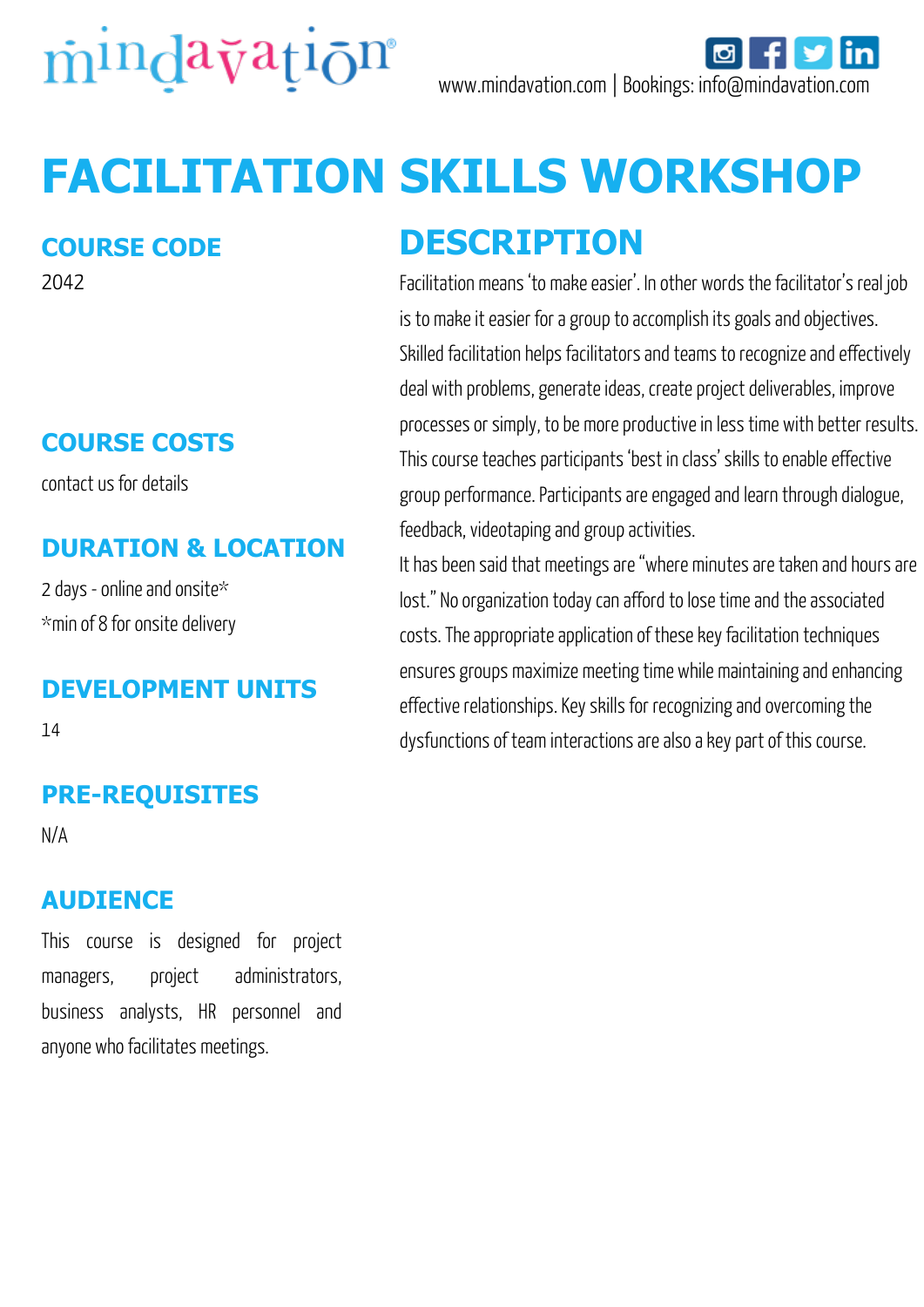mindavation®

www.mindavation.com | Bookings: info@mindavation.com

# FACILITATION SKILLS WORKSHOP

## COURSE CODE

2042

## COURSE COSTS

contact us for details

## DURATION & LOCATION

2 days - online and onsite*

*min of 8 for onsite delivery

## DEVELOPMENT UNITS

14

## PRE-REQUISITES

N/A

## AUDIENCE

This course is designed for project managers, project administrators, business analysts, HR personnel and anyone who facilitates meetings.

## DESCRIPTION

Facilitation means 'to make easier'. In other words the facilitator's real job is to make it easier for a group to accomplish its goals and objectives. Skilled facilitation helps facilitators and teams to recognize and effectively deal with problems, generate ideas, create project deliverables, improve processes or simply, to be more productive in less time with better results. This course teaches participants 'best in class' skills to enable effective group performance. Participants are engaged and learn through dialogue, feedback, videotaping and group activities.

It has been said that meetings are "where minutes are taken and hours are lost." No organization today can afford to lose time and the associated costs. The appropriate application of these key facilitation techniques ensures groups maximize meeting time while maintaining and enhancing effective relationships. Key skills for recognizing and overcoming the dysfunctions of team interactions are also a key part of this course.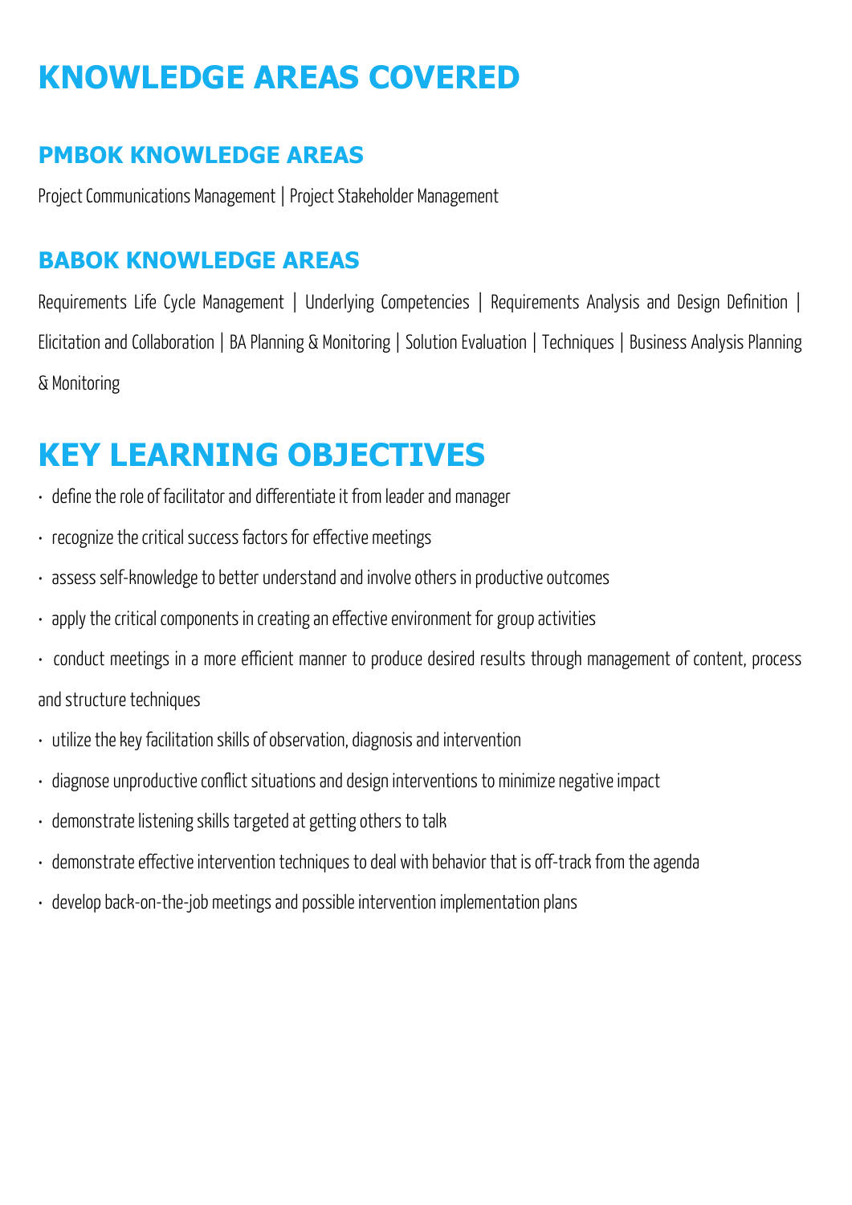# KNOWLEDGE AREAS COVERED

## PMBOK KNOWLEDGE AREAS

Project Communications Management | Project Stakeholder Management

## BABOK KNOWLEDGE AREAS

Requirements Life Cycle Management | Underlying Competencies | Requirements Analysis and Design Definition | Elicitation and Collaboration | BA Planning & Monitoring | Solution Evaluation | Techniques | Business Analysis Planning & Monitoring

# KEY LEARNING OBJECTIVES

- define the role of facilitator and differentiate it from leader and manager
- recognize the critical success factors for effective meetings
- assess self-knowledge to better understand and involve others in productive outcomes
- apply the critical components in creating an effective environment for group activities
- conduct meetings in a more efficient manner to produce desired results through management of content, process and structure techniques
- utilize the key facilitation skills of observation, diagnosis and intervention
- diagnose unproductive conflict situations and design interventions to minimize negative impact
- demonstrate listening skills targeted at getting others to talk
- demonstrate effective intervention techniques to deal with behavior that is off-track from the agenda
- develop back-on-the-job meetings and possible intervention implementation plans